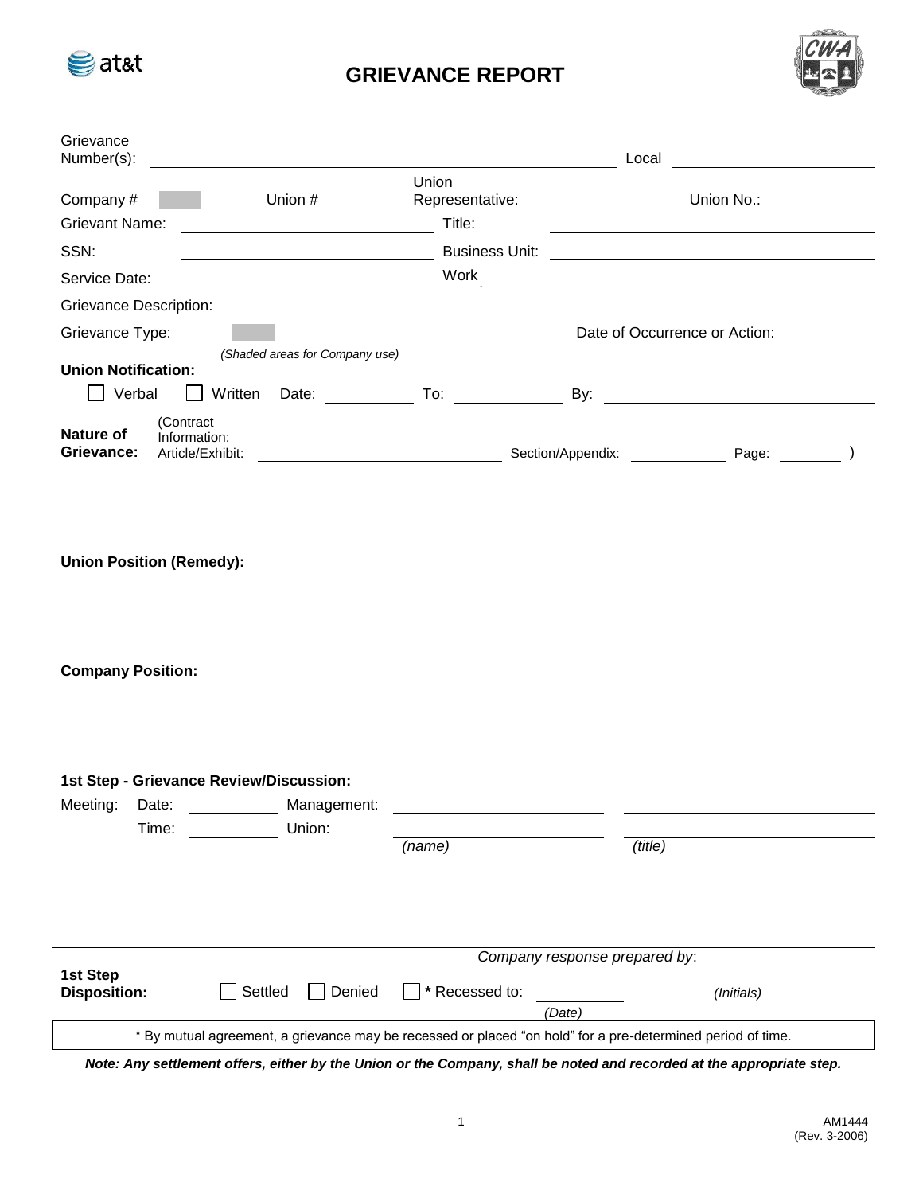# GRIEVANCE REPORT

Grievance Number(s): ____________________ Local ____________

Company # ________ Union # ________ Union Representative: ____________ Union No.: ________

Grievant Name: ____________________ Title: ____________________

SSN: ____________________ Business Unit: ____________________

Service Date: ____________________ Work ____________________

Grievance Description: ________________________________________

Grievance Type: ____________________ Date of Occurrence or Action: ________

*(Shaded areas for Company use)*

**Union Notification:**

☐ Verbal ☐ Written Date: ________ To: ________ By: ____________

**Nature of Grievance:** (Contract Information: Article/Exhibit: ____________ Section/Appendix: ________ Page: ______ )

**Union Position (Remedy):**

**Company Position:**

**1st Step - Grievance Review/Discussion:**

Meeting: Date: ________ Management: ____________ ____________

Time: ________ Union: ____________ ____________

*(name)* *(title)*

*Company response prepared by*: ____________

**1st Step Disposition:** ☐ Settled ☐ Denied ☐ **\*** Recessed to: ________ *(Date)* *(Initials)*

\* By mutual agreement, a grievance may be recessed or placed "on hold" for a pre-determined period of time.

***Note: Any settlement offers, either by the Union or the Company, shall be noted and recorded at the appropriate step.***

AM1444
(Rev. 3-2006)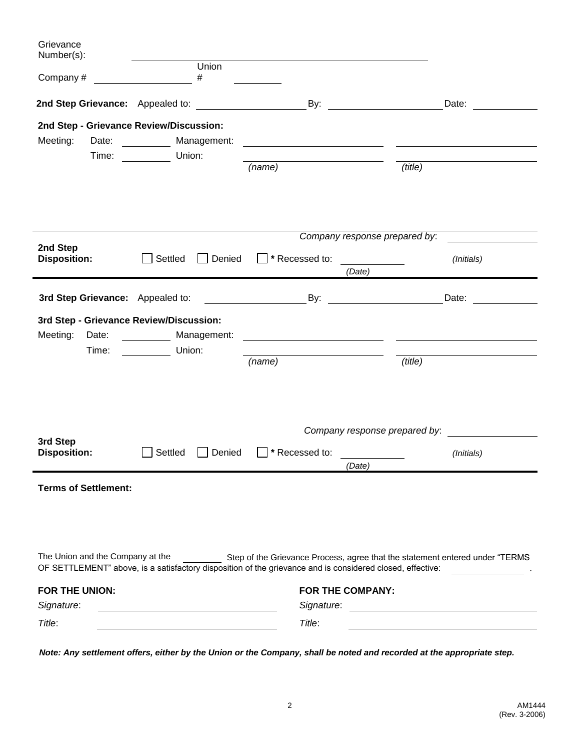Grievance Number(s): ______________________________

Company # ______________ Union # ________

**2nd Step Grievance:** Appealed to: ________________ By: ________________ Date: __________

**2nd Step - Grievance Review/Discussion:**

| | | | | |
|---|---|---|---|---|
| Meeting: Date: | ________ | Management: | ________________ | ________________ |
| Time: | ________ | Union: | ________________ | ________________ |
| | | | *(name)* | *(title)* |

*Company response prepared by*: ____________

**2nd Step Disposition:** ☐ Settled ☐ Denied ☐ **\*** Recessed to: ________ *(Date)* *(Initials)*

**3rd Step Grievance:** Appealed to: ________________ By: ________________ Date: __________

**3rd Step - Grievance Review/Discussion:**

| | | | | |
|---|---|---|---|---|
| Meeting: Date: | ________ | Management: | ________________ | ________________ |
| Time: | ________ | Union: | ________________ | ________________ |
| | | | *(name)* | *(title)* |

*Company response prepared by*: ____________

**3rd Step Disposition:** ☐ Settled ☐ Denied ☐ **\*** Recessed to: ________ *(Date)* *(Initials)*

**Terms of Settlement:**

The Union and the Company at the ________ Step of the Grievance Process, agree that the statement entered under "TERMS OF SETTLEMENT" above, is a satisfactory disposition of the grievance and is considered closed, effective: ____________ .

| **FOR THE UNION:** | | **FOR THE COMPANY:** | |
|---|---|---|---|
| *Signature*: | ________________ | *Signature*: | ________________ |
| *Title*: | ________________ | *Title*: | ________________ |

***Note: Any settlement offers, either by the Union or the Company, shall be noted and recorded at the appropriate step.***

AM1444
(Rev. 3-2006)